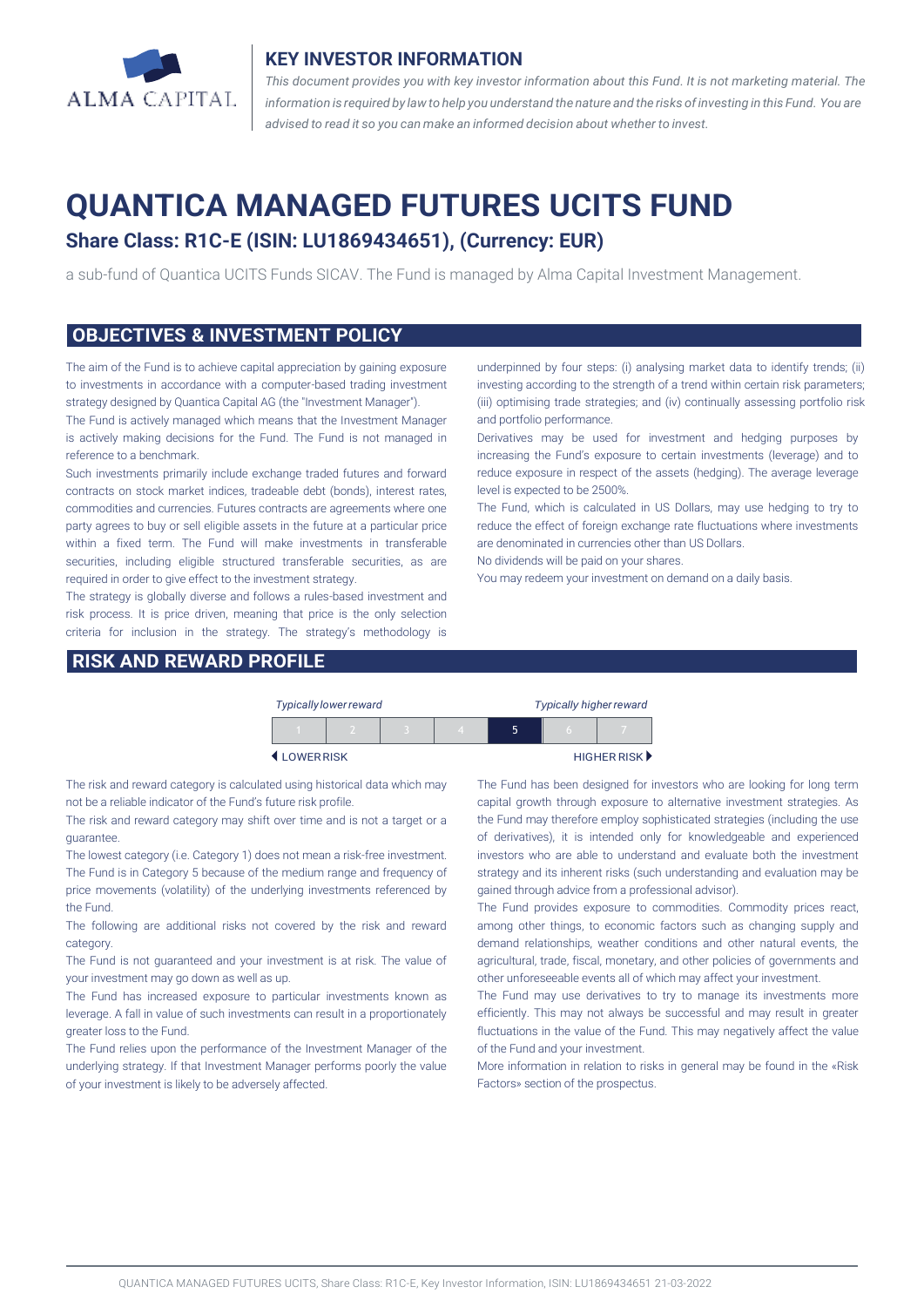ALMA CAPITAL

## KEY INVESTOR INFORMATION

*This document provides you with key investor information about this Fund. It is not marketing material. The information is required by law to help you understand the nature and the risks of investing in this Fund. You are advised to read it so you can make an informed decision about whether to invest.*

# QUANTICA MANAGED FUTURES UCITS FUND

### Share Class: R1C-E (ISIN: LU1869434651), (Currency: EUR)

a sub-fund of Quantica UCITS Funds SICAV. The Fund is managed by Alma Capital Investment Management.

## OBJECTIVES & INVESTMENT POLICY

The aim of the Fund is to achieve capital appreciation by gaining exposure to investments in accordance with a computer-based trading investment strategy designed by Quantica Capital AG (the "Investment Manager").

The Fund is actively managed which means that the Investment Manager is actively making decisions for the Fund. The Fund is not managed in reference to a benchmark.

Such investments primarily include exchange traded futures and forward contracts on stock market indices, tradeable debt (bonds), interest rates, commodities and currencies. Futures contracts are agreements where one party agrees to buy or sell eligible assets in the future at a particular price within a fixed term. The Fund will make investments in transferable securities, including eligible structured transferable securities, as are required in order to give effect to the investment strategy.

The strategy is globally diverse and follows a rules-based investment and risk process. It is price driven, meaning that price is the only selection criteria for inclusion in the strategy. The strategy's methodology is underpinned by four steps: (i) analysing market data to identify trends; (ii) investing according to the strength of a trend within certain risk parameters; (iii) optimising trade strategies; and (iv) continually assessing portfolio risk and portfolio performance.

Derivatives may be used for investment and hedging purposes by increasing the Fund's exposure to certain investments (leverage) and to reduce exposure in respect of the assets (hedging). The average leverage level is expected to be 2500%.

The Fund, which is calculated in US Dollars, may use hedging to try to reduce the effect of foreign exchange rate fluctuations where investments are denominated in currencies other than US Dollars.

No dividends will be paid on your shares.

You may redeem your investment on demand on a daily basis.

## RISK AND REWARD PROFILE

| *Typically lower reward* | | | | | | *Typically higher reward* |
|---|---|---|---|---|---|---|
| 1 | 2 | 3 | 4 | **5** | 6 | 7 |
| ◀ LOWER RISK | | | | | | HIGHER RISK ▶ |

The risk and reward category is calculated using historical data which may not be a reliable indicator of the Fund's future risk profile.

The risk and reward category may shift over time and is not a target or a guarantee.

The lowest category (i.e. Category 1) does not mean a risk-free investment.

The Fund is in Category 5 because of the medium range and frequency of price movements (volatility) of the underlying investments referenced by the Fund.

The following are additional risks not covered by the risk and reward category.

The Fund is not guaranteed and your investment is at risk. The value of your investment may go down as well as up.

The Fund has increased exposure to particular investments known as leverage. A fall in value of such investments can result in a proportionately greater loss to the Fund.

The Fund relies upon the performance of the Investment Manager of the underlying strategy. If that Investment Manager performs poorly the value of your investment is likely to be adversely affected.

The Fund has been designed for investors who are looking for long term capital growth through exposure to alternative investment strategies. As the Fund may therefore employ sophisticated strategies (including the use of derivatives), it is intended only for knowledgeable and experienced investors who are able to understand and evaluate both the investment strategy and its inherent risks (such understanding and evaluation may be gained through advice from a professional advisor).

The Fund provides exposure to commodities. Commodity prices react, among other things, to economic factors such as changing supply and demand relationships, weather conditions and other natural events, the agricultural, trade, fiscal, monetary, and other policies of governments and other unforeseeable events all of which may affect your investment.

The Fund may use derivatives to try to manage its investments more efficiently. This may not always be successful and may result in greater fluctuations in the value of the Fund. This may negatively affect the value of the Fund and your investment.

More information in relation to risks in general may be found in the «Risk Factors» section of the prospectus.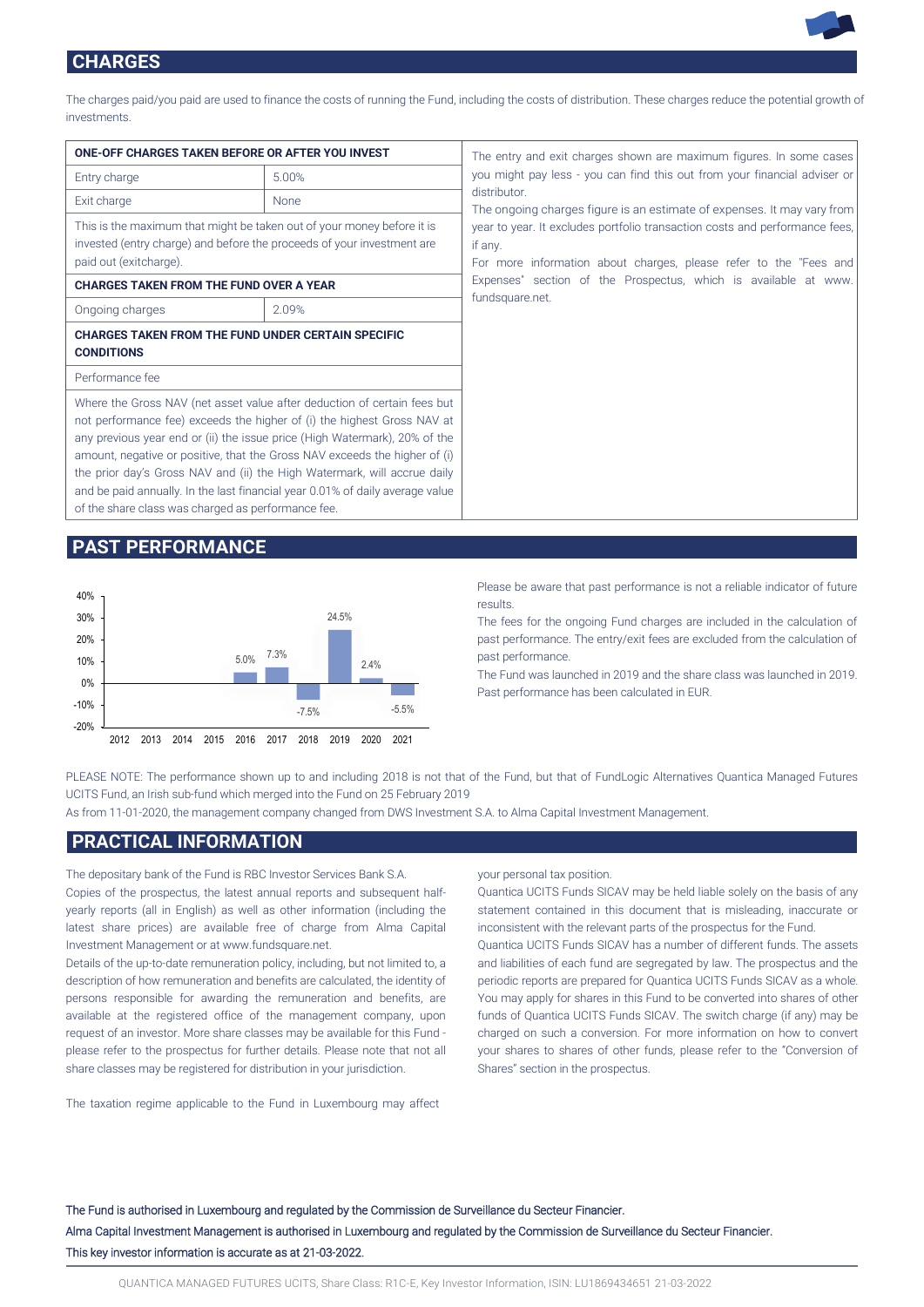## CHARGES

The charges paid/you paid are used to finance the costs of running the Fund, including the costs of distribution. These charges reduce the potential growth of investments.

| ONE-OFF CHARGES TAKEN BEFORE OR AFTER YOU INVEST | |
|---|---|
| Entry charge | 5.00% |
| Exit charge | None |
| This is the maximum that might be taken out of your money before it is invested (entry charge) and before the proceeds of your investment are paid out (exitcharge). | |
| **CHARGES TAKEN FROM THE FUND OVER A YEAR** | |
| Ongoing charges | 2.09% |
| **CHARGES TAKEN FROM THE FUND UNDER CERTAIN SPECIFIC CONDITIONS** | |
| Performance fee | |
| Where the Gross NAV (net asset value after deduction of certain fees but not performance fee) exceeds the higher of (i) the highest Gross NAV at any previous year end or (ii) the issue price (High Watermark), 20% of the amount, negative or positive, that the Gross NAV exceeds the higher of (i) the prior day's Gross NAV and (ii) the High Watermark, will accrue daily and be paid annually. In the last financial year 0.01% of daily average value of the share class was charged as performance fee. | |

The entry and exit charges shown are maximum figures. In some cases you might pay less - you can find this out from your financial adviser or distributor.

The ongoing charges figure is an estimate of expenses. It may vary from year to year. It excludes portfolio transaction costs and performance fees, if any.

For more information about charges, please refer to the "Fees and Expenses" section of the Prospectus, which is available at www.fundsquare.net.

## PAST PERFORMANCE

40%
30%
20%
10%
0%
-10%
-20%

2012 2013 2014 2015 2016 2017 2018 2019 2020 2021

5.0% 7.3% -7.5% 24.5% 2.4% -5.5%

Please be aware that past performance is not a reliable indicator of future results.

The fees for the ongoing Fund charges are included in the calculation of past performance. The entry/exit fees are excluded from the calculation of past performance.

The Fund was launched in 2019 and the share class was launched in 2019. Past performance has been calculated in EUR.

PLEASE NOTE: The performance shown up to and including 2018 is not that of the Fund, but that of FundLogic Alternatives Quantica Managed Futures UCITS Fund, an Irish sub-fund which merged into the Fund on 25 February 2019

As from 11-01-2020, the management company changed from DWS Investment S.A. to Alma Capital Investment Management.

## PRACTICAL INFORMATION

The depositary bank of the Fund is RBC Investor Services Bank S.A.

Copies of the prospectus, the latest annual reports and subsequent half-yearly reports (all in English) as well as other information (including the latest share prices) are available free of charge from Alma Capital Investment Management or at www.fundsquare.net.

Details of the up-to-date remuneration policy, including, but not limited to, a description of how remuneration and benefits are calculated, the identity of persons responsible for awarding the remuneration and benefits, are available at the registered office of the management company, upon request of an investor. More share classes may be available for this Fund - please refer to the prospectus for further details. Please note that not all share classes may be registered for distribution in your jurisdiction.

The taxation regime applicable to the Fund in Luxembourg may affect your personal tax position.

Quantica UCITS Funds SICAV may be held liable solely on the basis of any statement contained in this document that is misleading, inaccurate or inconsistent with the relevant parts of the prospectus for the Fund.

Quantica UCITS Funds SICAV has a number of different funds. The assets and liabilities of each fund are segregated by law. The prospectus and the periodic reports are prepared for Quantica UCITS Funds SICAV as a whole. You may apply for shares in this Fund to be converted into shares of other funds of Quantica UCITS Funds SICAV. The switch charge (if any) may be charged on such a conversion. For more information on how to convert your shares to shares of other funds, please refer to the "Conversion of Shares" section in the prospectus.

The Fund is authorised in Luxembourg and regulated by the Commission de Surveillance du Secteur Financier.

Alma Capital Investment Management is authorised in Luxembourg and regulated by the Commission de Surveillance du Secteur Financier.

This key investor information is accurate as at 21-03-2022.